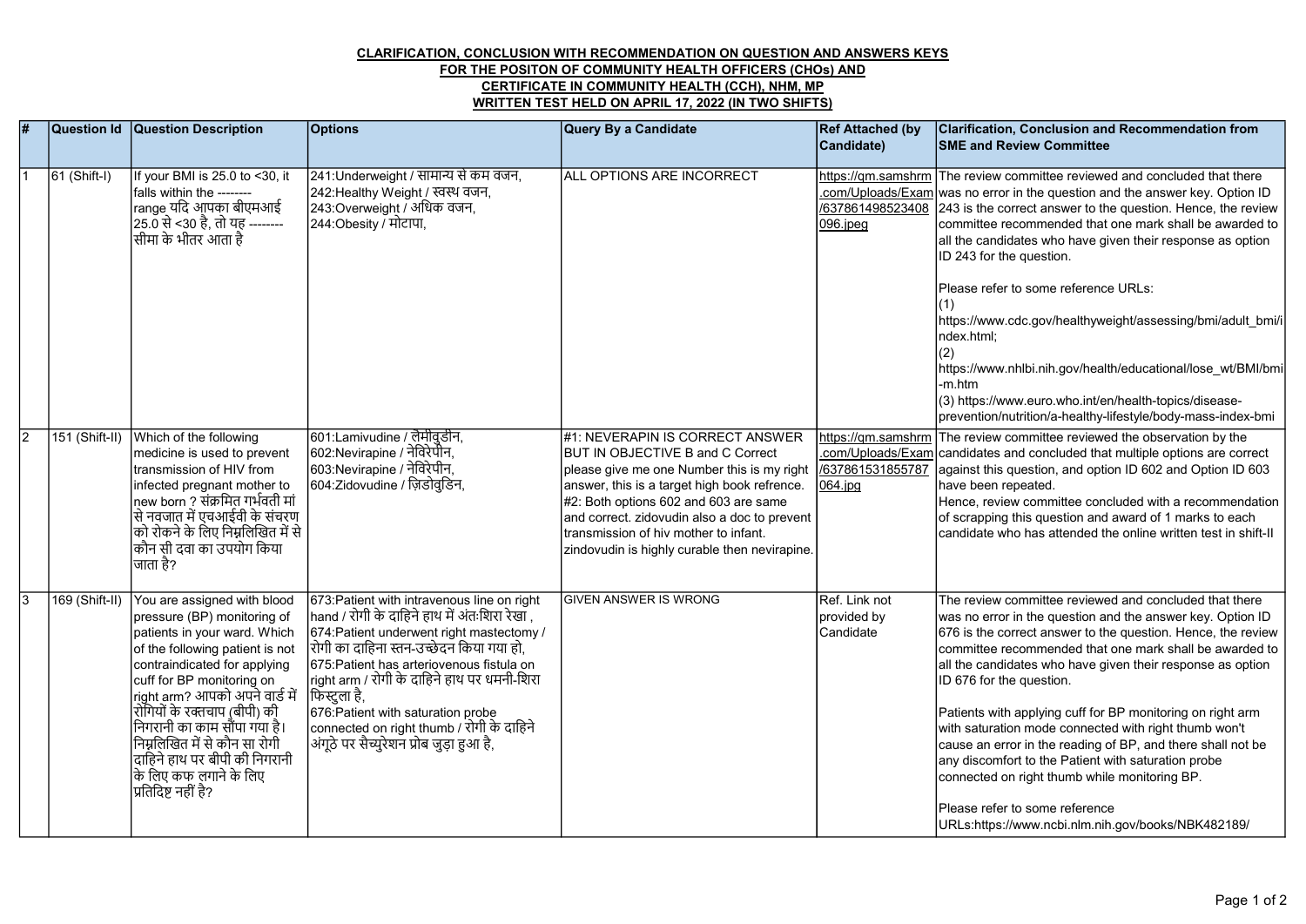**CLARIFICATION, CONCLUSION WITH RECOMMENDATION ON QUESTION AND ANSWERS KEYS FOR THE POSITON OF COMMUNITY HEALTH OFFICERS (CHOs) AND CERTIFICATE IN COMMUNITY HEALTH (CCH), NHM, MP WRITTEN TEST HELD ON APRIL 17, 2022 (IN TWO SHIFTS)**

| # | Question Id | Question Description | Options | Query By a Candidate | Ref Attached (by Candidate) | Clarification, Conclusion and Recommendation from SME and Review Committee |
|---|---|---|---|---|---|---|
| 1 | 61 (Shift-I) | If your BMI is 25.0 to <30, it falls within the -------- range यदि आपका बीएमआई 25.0 से <30 है, तो यह -------- सीमा के भीतर आता है | 241:Underweight / सामान्य से कम वजन,<br>242:Healthy Weight / स्वस्थ वजन,<br>243:Overweight / अधिक वजन,<br>244:Obesity / मोटापा, | ALL OPTIONS ARE INCORRECT | https://qm.samshrm.com/Uploads/Exam/637861498523408096.jpeg | The review committee reviewed and concluded that there was no error in the question and the answer key. Option ID 243 is the correct answer to the question. Hence, the review committee recommended that one mark shall be awarded to all the candidates who have given their response as option ID 243 for the question.<br><br>Please refer to some reference URLs:<br>(1)<br>https://www.cdc.gov/healthyweight/assessing/bmi/adult_bmi/index.html;<br>(2)<br>https://www.nhlbi.nih.gov/health/educational/lose_wt/BMI/bmi-m.htm<br>(3) https://www.euro.who.int/en/health-topics/disease-prevention/nutrition/a-healthy-lifestyle/body-mass-index-bmi |
| 2 | 151 (Shift-II) | Which of the following medicine is used to prevent transmission of HIV from infected pregnant mother to new born ? संक्रमित गर्भवती मां से नवजात में एचआईवी के संचरण को रोकने के लिए निम्नलिखित में से कौन सी दवा का उपयोग किया जाता है? | 601:Lamivudine / लैमीवुडीन,<br>602:Nevirapine / नेविरेपीन,<br>603:Nevirapine / नेविरेपीन,<br>604:Zidovudine / ज़िडोवुडिन, | #1: NEVERAPIN IS CORRECT ANSWER BUT IN OBJECTIVE B and C Correct please give me one Number this is my right answer, this is a target high book refrence.<br>#2: Both options 602 and 603 are same and correct. zidovudin also a doc to prevent transmission of hiv mother to infant. zindovudin is highly curable then nevirapine. | https://qm.samshrm.com/Uploads/Exam/637861531855787064.jpg | The review committee reviewed the observation by the candidates and concluded that multiple options are correct against this question, and option ID 602 and Option ID 603 have been repeated.<br>Hence, review committee concluded with a recommendation of scrapping this question and award of 1 marks to each candidate who has attended the online written test in shift-II |
| 3 | 169 (Shift-II) | You are assigned with blood pressure (BP) monitoring of patients in your ward. Which of the following patient is not contraindicated for applying cuff for BP monitoring on right arm? आपको अपने वार्ड में रोगियों के रक्तचाप (बीपी) की निगरानी का काम सौंपा गया है। निम्नलिखित में से कौन सा रोगी दाहिने हाथ पर बीपी की निगरानी के लिए कफ लगाने के लिए प्रतिदिष्ट नहीं है? | 673:Patient with intravenous line on right hand / रोगी के दाहिने हाथ में अंतःशिरा रेखा ,<br>674:Patient underwent right mastectomy / रोगी का दाहिना स्तन-उच्छेदन किया गया हो,<br>675:Patient has arteriovenous fistula on right arm / रोगी के दाहिने हाथ पर धमनी-शिरा फिस्टुला है,<br>676:Patient with saturation probe connected on right thumb / रोगी के दाहिने अंगूठे पर सैच्युरेशन प्रोब जुड़ा हुआ है, | GIVEN ANSWER IS WRONG | Ref. Link not provided by Candidate | The review committee reviewed and concluded that there was no error in the question and the answer key. Option ID 676 is the correct answer to the question. Hence, the review committee recommended that one mark shall be awarded to all the candidates who have given their response as option ID 676 for the question.<br><br>Patients with applying cuff for BP monitoring on right arm with saturation mode connected with right thumb won't cause an error in the reading of BP, and there shall not be any discomfort to the Patient with saturation probe connected on right thumb while monitoring BP.<br><br>Please refer to some reference URLs:https://www.ncbi.nlm.nih.gov/books/NBK482189/ |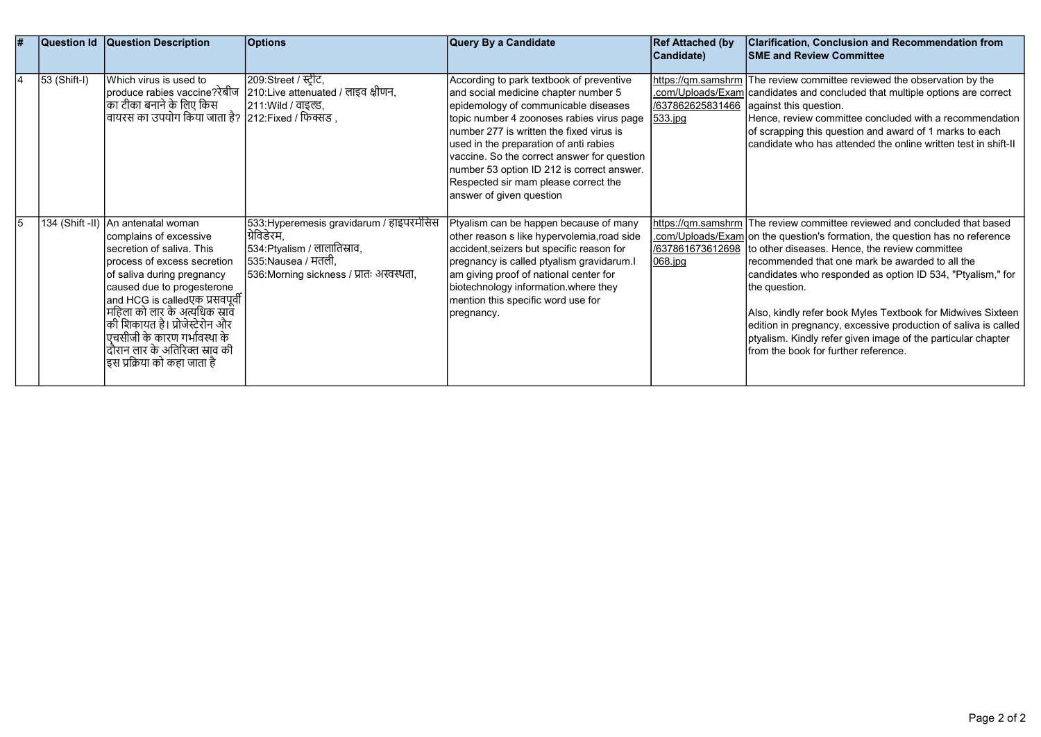| # | Question Id | Question Description | Options | Query By a Candidate | Ref Attached (by Candidate) | Clarification, Conclusion and Recommendation from SME and Review Committee |
|---|---|---|---|---|---|---|
| 4 | 53 (Shift-I) | Which virus is used to produce rabies vaccine?रेबीज का टीका बनाने के लिए किस वायरस का उपयोग किया जाता है? | 209:Street / स्ट्रीट,<br>210:Live attenuated / लाइव क्षीणन,<br>211:Wild / वाइल्ड,<br>212:Fixed / फिक्सड , | According to park textbook of preventive and social medicine chapter number 5 epidemology of communicable diseases topic number 4 zoonoses rabies virus page number 277 is written the fixed virus is used in the preparation of anti rabies vaccine. So the correct answer for question number 53 option ID 212 is correct answer. Respected sir mam please correct the answer of given question | https://qm.samshrm.com/Uploads/Exam/637862625831466533.jpg | The review committee reviewed the observation by the candidates and concluded that multiple options are correct against this question.<br>Hence, review committee concluded with a recommendation of scrapping this question and award of 1 marks to each candidate who has attended the online written test in shift-II |
| 5 | 134 (Shift -II) | An antenatal woman complains of excessive secretion of saliva. This process of excess secretion of saliva during pregnancy caused due to progesterone and HCG is calledएक प्रसवपूर्वी महिला को लार के अत्यधिक स्राव की शिकायत है। प्रोजेस्टेरोन और एचसीजी के कारण गर्भावस्था के दौरान लार के अतिरिक्त स्राव की इस प्रक्रिया को कहा जाता है | 533:Hyperemesis gravidarum / हाइपरमेसिस ग्रेविडेरम,<br>534:Ptyalism / लालातिस्राव,<br>535:Nausea / मतली,<br>536:Morning sickness / प्रातः अस्वस्थता, | Ptyalism can be happen because of many other reason s like hypervolemia,road side accident,seizers but specific reason for pregnancy is called ptyalism gravidarum.I am giving proof of national center for biotechnology information.where they mention this specific word use for pregnancy. | https://qm.samshrm.com/Uploads/Exam/637861673612698068.jpg | The review committee reviewed and concluded that based on the question's formation, the question has no reference to other diseases. Hence, the review committee recommended that one mark be awarded to all the candidates who responded as option ID 534, "Ptyalism," for the question.<br><br>Also, kindly refer book Myles Textbook for Midwives Sixteen edition in pregnancy, excessive production of saliva is called ptyalism. Kindly refer given image of the particular chapter from the book for further reference. |